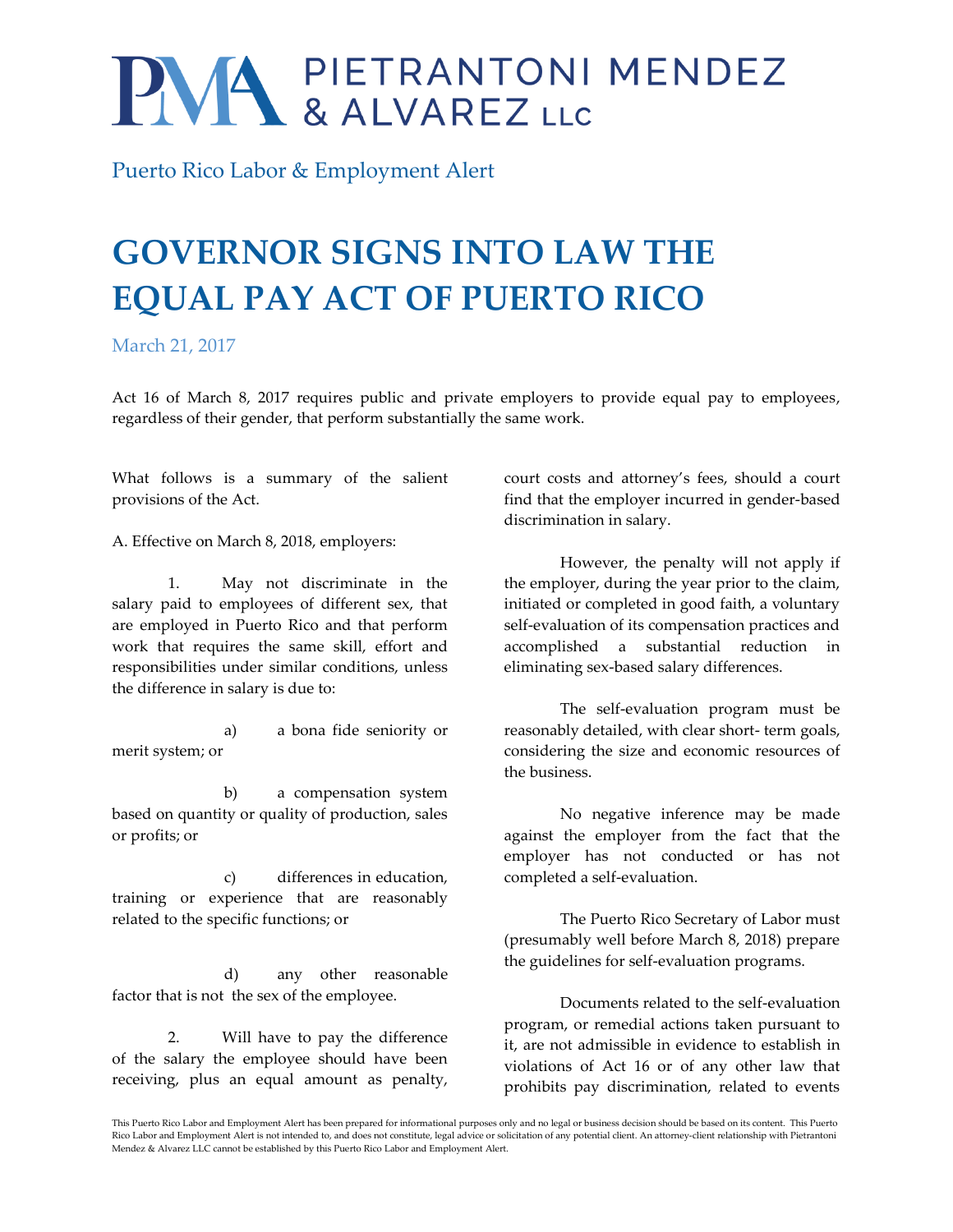# PIETRANTONI MENDEZ & ALVAREZ LLC

Puerto Rico Labor & Employment Alert

# GOVERNOR SIGNS INTO LAW THE EQUAL PAY ACT OF PUERTO RICO

March 21, 2017

Act 16 of March 8, 2017 requires public and private employers to provide equal pay to employees, regardless of their gender, that perform substantially the same work.

What follows is a summary of the salient provisions of the Act.

A. Effective on March 8, 2018, employers:

1. May not discriminate in the salary paid to employees of different sex, that are employed in Puerto Rico and that perform work that requires the same skill, effort and responsibilities under similar conditions, unless the difference in salary is due to:

   a) a bona fide seniority or merit system; or

   b) a compensation system based on quantity or quality of production, sales or profits; or

   c) differences in education, training or experience that are reasonably related to the specific functions; or

   d) any other reasonable factor that is not the sex of the employee.

2. Will have to pay the difference of the salary the employee should have been receiving, plus an equal amount as penalty, court costs and attorney's fees, should a court find that the employer incurred in gender-based discrimination in salary.

However, the penalty will not apply if the employer, during the year prior to the claim, initiated or completed in good faith, a voluntary self-evaluation of its compensation practices and accomplished a substantial reduction in eliminating sex-based salary differences.

The self-evaluation program must be reasonably detailed, with clear short- term goals, considering the size and economic resources of the business.

No negative inference may be made against the employer from the fact that the employer has not conducted or has not completed a self-evaluation.

The Puerto Rico Secretary of Labor must (presumably well before March 8, 2018) prepare the guidelines for self-evaluation programs.

Documents related to the self-evaluation program, or remedial actions taken pursuant to it, are not admissible in evidence to establish in violations of Act 16 or of any other law that prohibits pay discrimination, related to events

This Puerto Rico Labor and Employment Alert has been prepared for informational purposes only and no legal or business decision should be based on its content. This Puerto Rico Labor and Employment Alert is not intended to, and does not constitute, legal advice or solicitation of any potential client. An attorney-client relationship with Pietrantoni Mendez & Alvarez LLC cannot be established by this Puerto Rico Labor and Employment Alert.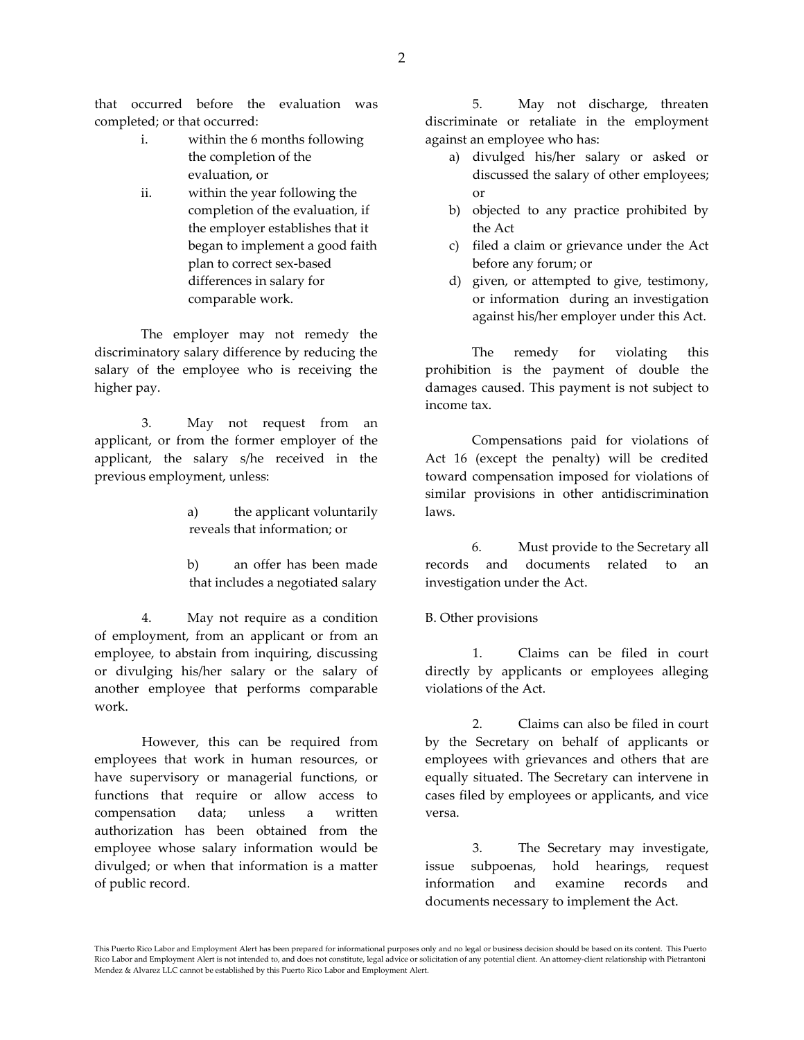that occurred before the evaluation was completed; or that occurred:

i. within the 6 months following the completion of the evaluation, or

ii. within the year following the completion of the evaluation, if the employer establishes that it began to implement a good faith plan to correct sex-based differences in salary for comparable work.

The employer may not remedy the discriminatory salary difference by reducing the salary of the employee who is receiving the higher pay.

3. May not request from an applicant, or from the former employer of the applicant, the salary s/he received in the previous employment, unless:

a) the applicant voluntarily reveals that information; or

b) an offer has been made that includes a negotiated salary

4. May not require as a condition of employment, from an applicant or from an employee, to abstain from inquiring, discussing or divulging his/her salary or the salary of another employee that performs comparable work.

However, this can be required from employees that work in human resources, or have supervisory or managerial functions, or functions that require or allow access to compensation data; unless a written authorization has been obtained from the employee whose salary information would be divulged; or when that information is a matter of public record.

5. May not discharge, threaten discriminate or retaliate in the employment against an employee who has:

a) divulged his/her salary or asked or discussed the salary of other employees; or
b) objected to any practice prohibited by the Act
c) filed a claim or grievance under the Act before any forum; or
d) given, or attempted to give, testimony, or information during an investigation against his/her employer under this Act.

The remedy for violating this prohibition is the payment of double the damages caused. This payment is not subject to income tax.

Compensations paid for violations of Act 16 (except the penalty) will be credited toward compensation imposed for violations of similar provisions in other antidiscrimination laws.

6. Must provide to the Secretary all records and documents related to an investigation under the Act.

B. Other provisions

1. Claims can be filed in court directly by applicants or employees alleging violations of the Act.

2. Claims can also be filed in court by the Secretary on behalf of applicants or employees with grievances and others that are equally situated. The Secretary can intervene in cases filed by employees or applicants, and vice versa.

3. The Secretary may investigate, issue subpoenas, hold hearings, request information and examine records and documents necessary to implement the Act.

This Puerto Rico Labor and Employment Alert has been prepared for informational purposes only and no legal or business decision should be based on its content. This Puerto Rico Labor and Employment Alert is not intended to, and does not constitute, legal advice or solicitation of any potential client. An attorney-client relationship with Pietrantoni Mendez & Alvarez LLC cannot be established by this Puerto Rico Labor and Employment Alert.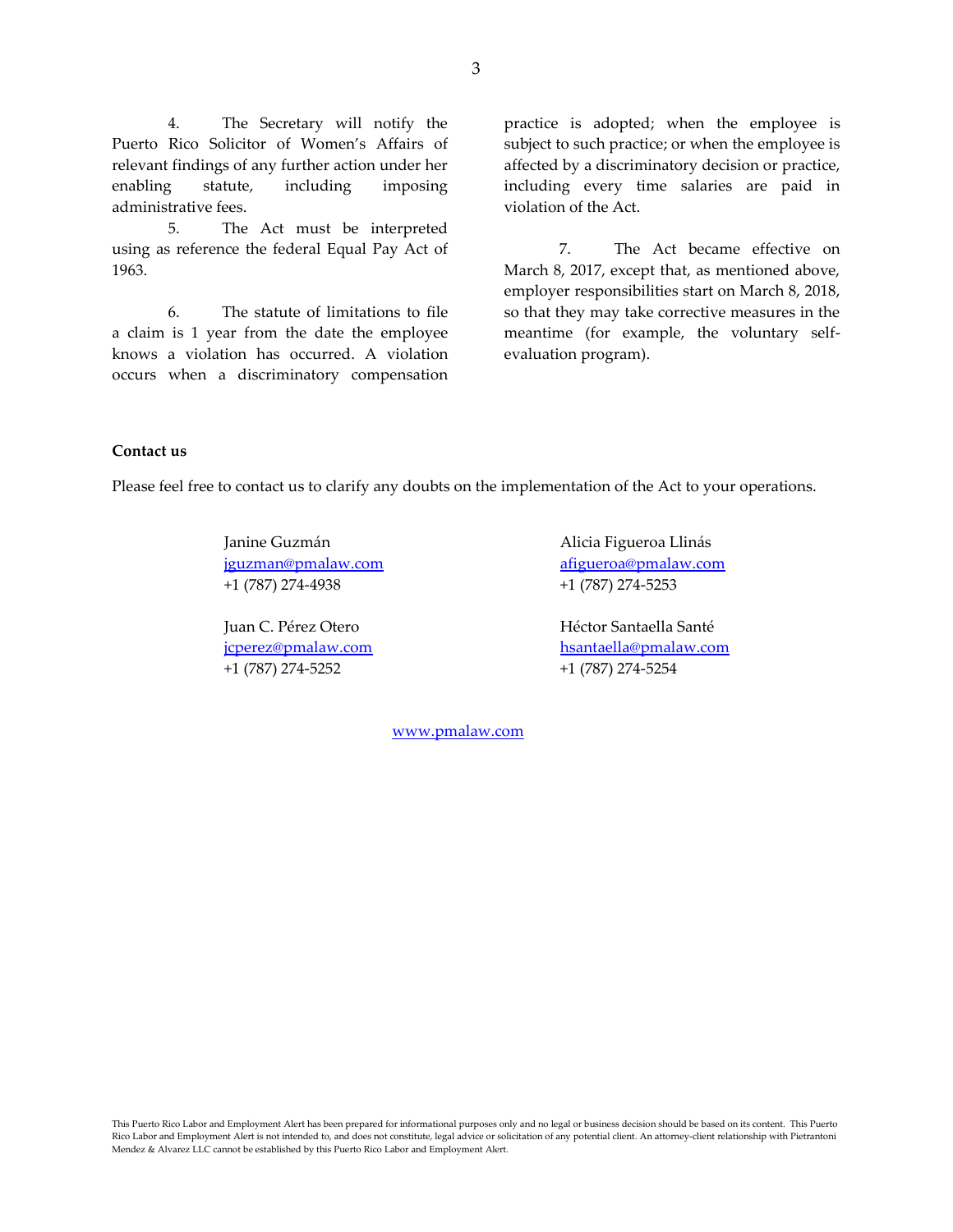4. The Secretary will notify the Puerto Rico Solicitor of Women's Affairs of relevant findings of any further action under her enabling statute, including imposing administrative fees.

5. The Act must be interpreted using as reference the federal Equal Pay Act of 1963.

6. The statute of limitations to file a claim is 1 year from the date the employee knows a violation has occurred. A violation occurs when a discriminatory compensation practice is adopted; when the employee is subject to such practice; or when the employee is affected by a discriminatory decision or practice, including every time salaries are paid in violation of the Act.

7. The Act became effective on March 8, 2017, except that, as mentioned above, employer responsibilities start on March 8, 2018, so that they may take corrective measures in the meantime (for example, the voluntary self-evaluation program).

**Contact us**

Please feel free to contact us to clarify any doubts on the implementation of the Act to your operations.

Janine Guzmán
jguzman@pmalaw.com
+1 (787) 274-4938

Juan C. Pérez Otero
jcperez@pmalaw.com
+1 (787) 274-5252

Alicia Figueroa Llinás
afigueroa@pmalaw.com
+1 (787) 274-5253

Héctor Santaella Santé
hsantaella@pmalaw.com
+1 (787) 274-5254

www.pmalaw.com

This Puerto Rico Labor and Employment Alert has been prepared for informational purposes only and no legal or business decision should be based on its content. This Puerto Rico Labor and Employment Alert is not intended to, and does not constitute, legal advice or solicitation of any potential client. An attorney-client relationship with Pietrantoni Mendez & Alvarez LLC cannot be established by this Puerto Rico Labor and Employment Alert.